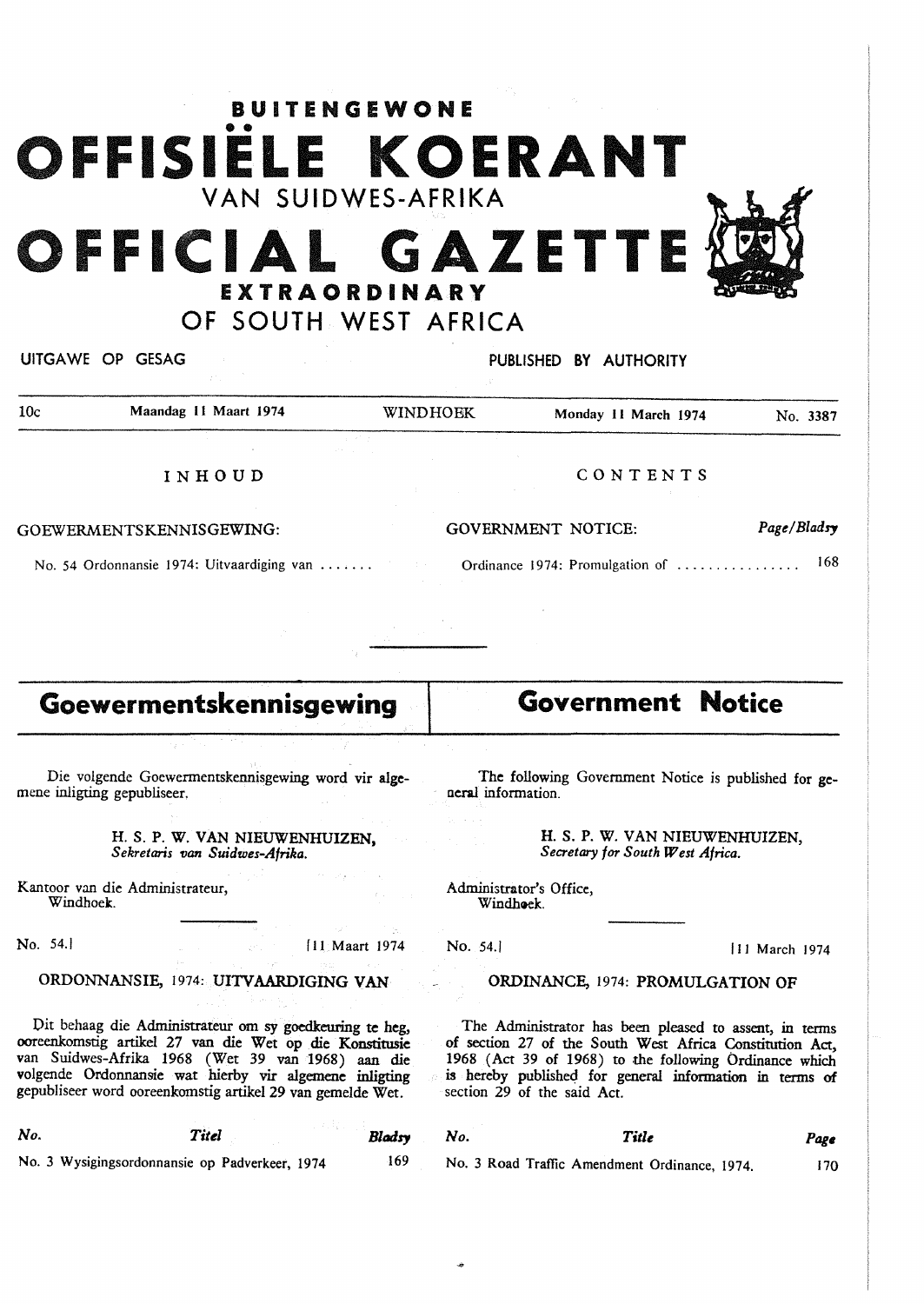# BUITENGEWONE OFFISIËLE KOERANT VAN SUIDWES-AFRIKA

# OFFICIAL GAZETTE EXTRAORDINARY OF SOUTH WEST AFRICA

UITGAWE OP GESAG — PUBLISHED BY AUTHORITY

10c — Maandag 11 Maart 1974 — WINDHOEK — Monday 11 March 1974 — No. 3387

INHOUD

GOEWERMENTSKENNISGEWING:

No. 54 Ordonnansie 1974: Uitvaardiging van .......

CONTENTS

| GOVERNMENT NOTICE: | *Page/Bladsy* |
|---|---|
| Ordinance 1974: Promulgation of ................ | 168 |

## Goewermentskennisgewing

Die volgende Goewermentskennisgewing word vir algemene inligting gepubliseer.

H. S. P. W. VAN NIEUWENHUIZEN,
*Sekretaris van Suidwes-Afrika.*

Kantoor van die Administrateur,
Windhoek.

No. 54.] [11 Maart 1974

ORDONNANSIE, 1974: UITVAARDIGING VAN

Dit behaag die Administrateur om sy goedkeuring te heg, ooreenkomstig artikel 27 van die Wet op die Konstitusie van Suidwes-Afrika 1968 (Wet 39 van 1968) aan die volgende Ordonnansie wat hierby vir algemene inligting gepubliseer word ooreenkomstig artikel 29 van gemelde Wet.

| *No.* | *Titel* | *Bladsy* |
|---|---|---|
| No. 3 | Wysigingsordonnansie op Padverkeer, 1974 | 169 |

## Government Notice

The following Government Notice is published for general information.

H. S. P. W. VAN NIEUWENHUIZEN,
*Secretary for South West Africa.*

Administrator's Office,
Windhoek.

No. 54.] [11 March 1974

ORDINANCE, 1974: PROMULGATION OF

The Administrator has been pleased to assent, in terms of section 27 of the South West Africa Constitution Act, 1968 (Act 39 of 1968) to the following Ordinance which is hereby published for general information in terms of section 29 of the said Act.

| *No.* | *Title* | *Page* |
|---|---|---|
| No. 3 | Road Traffic Amendment Ordinance, 1974. | 170 |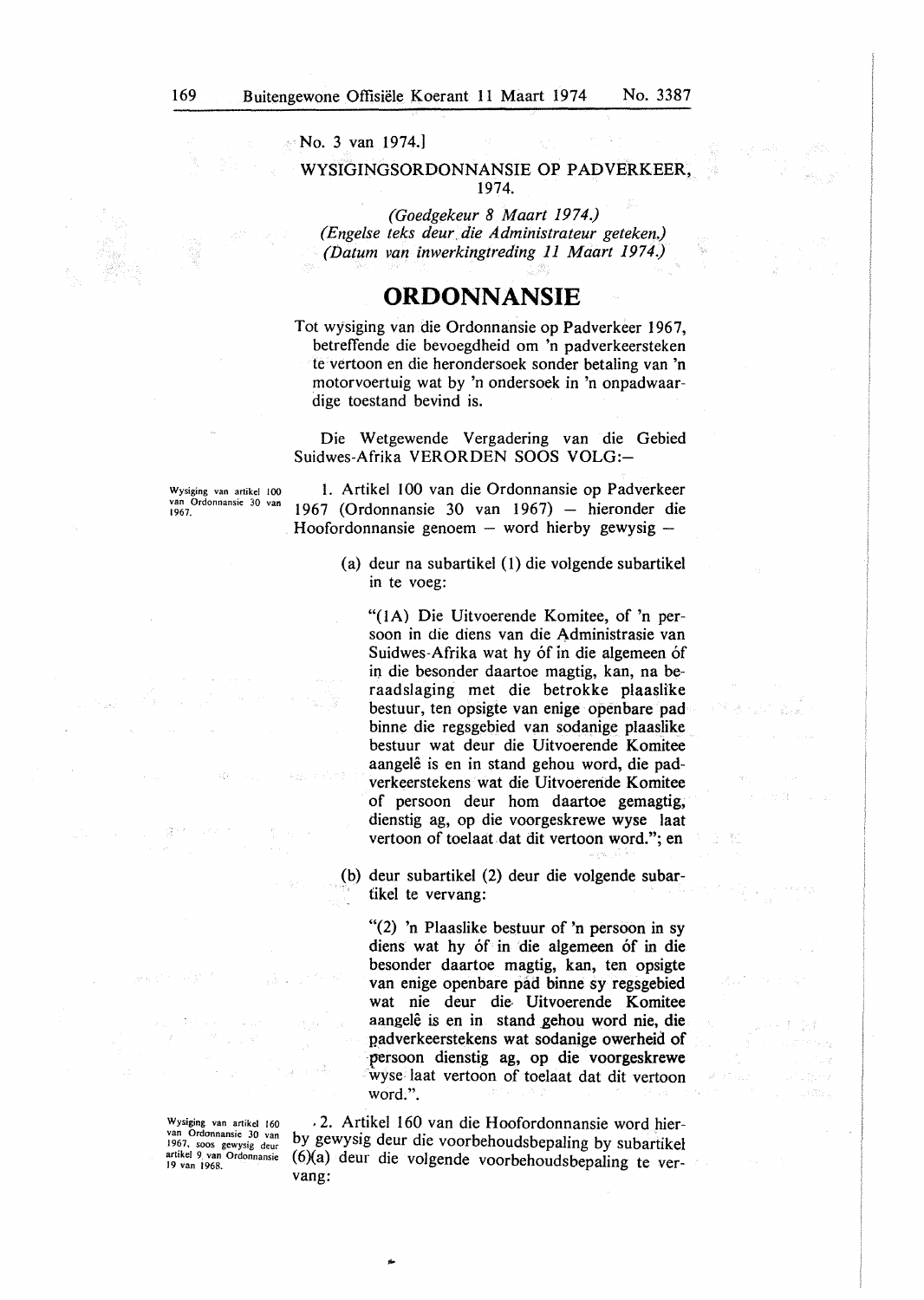No. 3 van 1974.]

WYSIGINGSORDONNANSIE OP PADVERKEER, 1974.

*(Goedgekeur 8 Maart 1974.)*
*(Engelse teks deur die Administrateur geteken.)*
*(Datum van inwerkingtreding 11 Maart 1974.)*

# ORDONNANSIE

Tot wysiging van die Ordonnansie op Padverkeer 1967, betreffende die bevoegdheid om 'n padverkeersteken te vertoon en die herondersoek sonder betaling van 'n motorvoertuig wat by 'n ondersoek in 'n onpadwaardige toestand bevind is.

Die Wetgewende Vergadering van die Gebied Suidwes-Afrika VERORDEN SOOS VOLG:–

Wysiging van artikel 100 van Ordonnansie 30 van 1967.

1. Artikel 100 van die Ordonnansie op Padverkeer 1967 (Ordonnansie 30 van 1967) – hieronder die Hoofordonnansie genoem – word hierby gewysig –

(a) deur na subartikel (1) die volgende subartikel in te voeg:

"(1A) Die Uitvoerende Komitee, of 'n persoon in die diens van die Administrasie van Suidwes-Afrika wat hy óf in die algemeen óf in die besonder daartoe magtig, kan, na beraadslaging met die betrokke plaaslike bestuur, ten opsigte van enige openbare pad binne die regsgebied van sodanige plaaslike bestuur wat deur die Uitvoerende Komitee aangelê is en in stand gehou word, die padverkeerstekens wat die Uitvoerende Komitee of persoon deur hom daartoe gemagtig, dienstig ag, op die voorgeskrewe wyse laat vertoon of toelaat dat dit vertoon word."; en

(b) deur subartikel (2) deur die volgende subartikel te vervang:

"(2) 'n Plaaslike bestuur of 'n persoon in sy diens wat hy óf in die algemeen óf in die besonder daartoe magtig, kan, ten opsigte van enige openbare pad binne sy regsgebied wat nie deur die Uitvoerende Komitee aangelê is en in stand gehou word nie, die padverkeerstekens wat sodanige owerheid of persoon dienstig ag, op die voorgeskrewe wyse laat vertoon of toelaat dat dit vertoon word.".

Wysiging van artikel 160 van Ordonnansie 30 van 1967, soos gewysig deur artikel 9 van Ordonnansie 19 van 1968.

2. Artikel 160 van die Hoofordonnansie word hierby gewysig deur die voorbehoudsbepaling by subartikel (6)(a) deur die volgende voorbehoudsbepaling te vervang: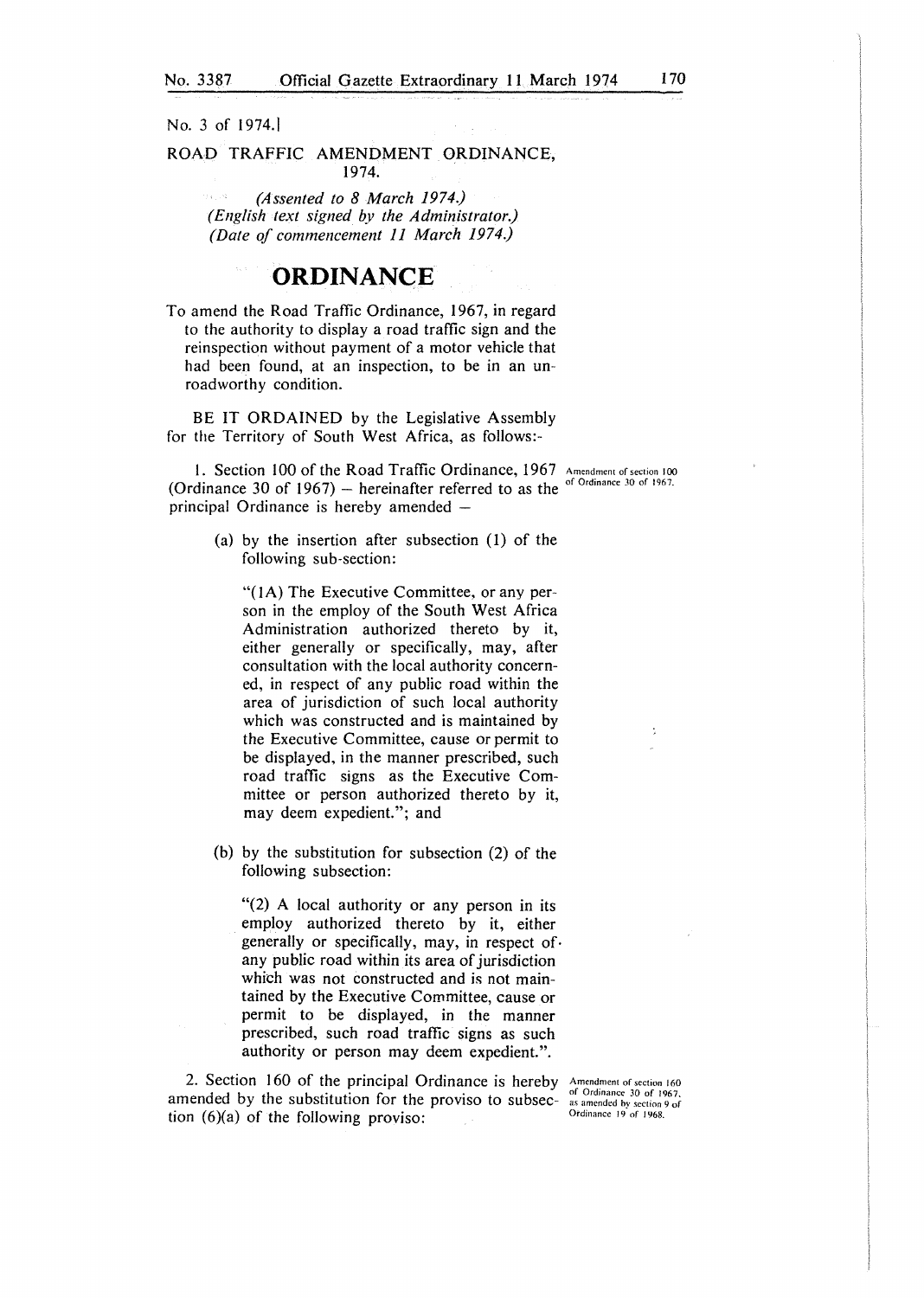No. 3 of 1974.]

ROAD TRAFFIC AMENDMENT ORDINANCE, 1974.

*(Assented to 8 March 1974.)*
*(English text signed by the Administrator.)*
*(Date of commencement 11 March 1974.)*

# ORDINANCE

To amend the Road Traffic Ordinance, 1967, in regard to the authority to display a road traffic sign and the reinspection without payment of a motor vehicle that had been found, at an inspection, to be in an unroadworthy condition.

BE IT ORDAINED by the Legislative Assembly for the Territory of South West Africa, as follows:-

Amendment of section 100 of Ordinance 30 of 1967.

1. Section 100 of the Road Traffic Ordinance, 1967 (Ordinance 30 of 1967) – hereinafter referred to as the principal Ordinance is hereby amended –

(a) by the insertion after subsection (1) of the following sub-section:

"(1A) The Executive Committee, or any person in the employ of the South West Africa Administration authorized thereto by it, either generally or specifically, may, after consultation with the local authority concerned, in respect of any public road within the area of jurisdiction of such local authority which was constructed and is maintained by the Executive Committee, cause or permit to be displayed, in the manner prescribed, such road traffic signs as the Executive Committee or person authorized thereto by it, may deem expedient."; and

(b) by the substitution for subsection (2) of the following subsection:

"(2) A local authority or any person in its employ authorized thereto by it, either generally or specifically, may, in respect of any public road within its area of jurisdiction which was not constructed and is not maintained by the Executive Committee, cause or permit to be displayed, in the manner prescribed, such road traffic signs as such authority or person may deem expedient.".

Amendment of section 160 of Ordinance 30 of 1967, as amended by section 9 of Ordinance 19 of 1968.

2. Section 160 of the principal Ordinance is hereby amended by the substitution for the proviso to subsection (6)(a) of the following proviso: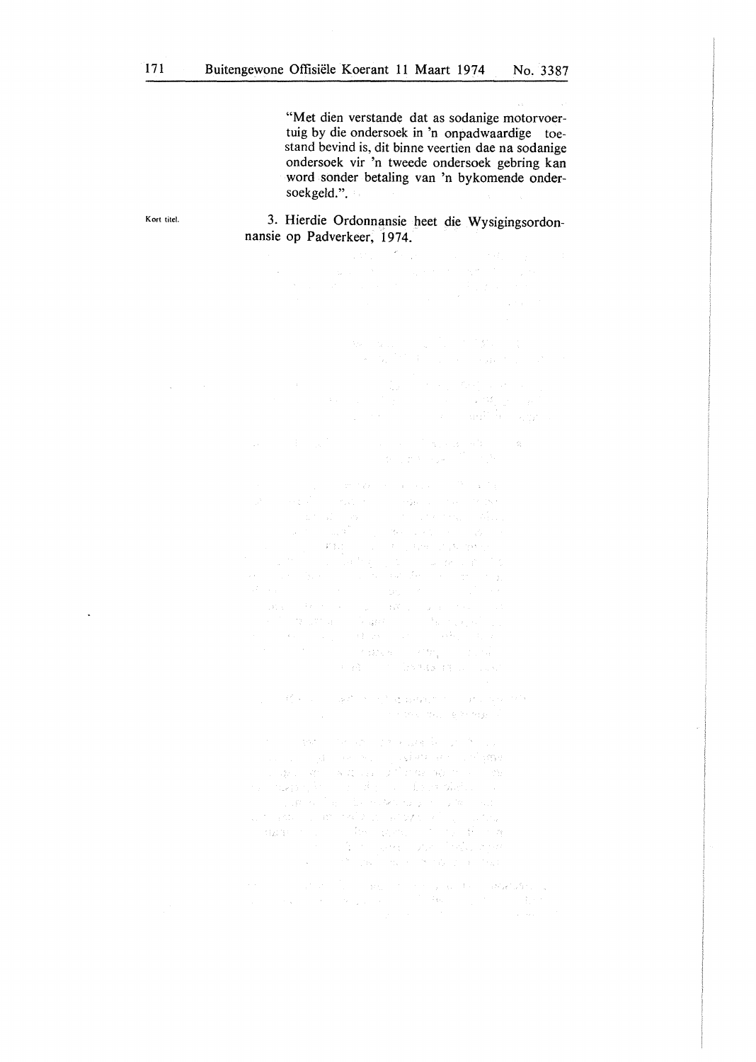"Met dien verstande dat as sodanige motorvoertuig by die ondersoek in 'n onpadwaardige toestand bevind is, dit binne veertien dae na sodanige ondersoek vir 'n tweede ondersoek gebring kan word sonder betaling van 'n bykomende ondersoekgeld.".

Kort titel.

3. Hierdie Ordonnansie heet die Wysigingsordonnansie op Padverkeer, 1974.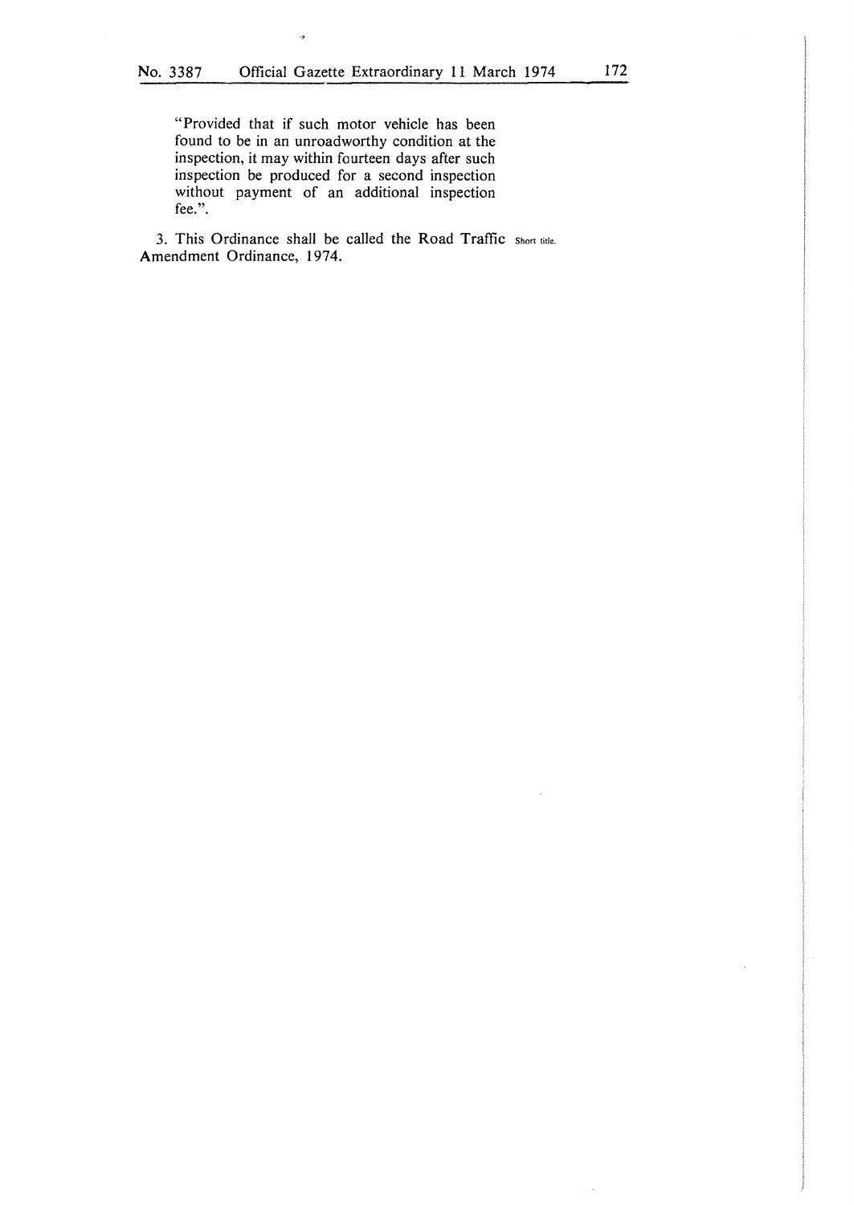"Provided that if such motor vehicle has been found to be in an unroadworthy condition at the inspection, it may within fourteen days after such inspection be produced for a second inspection without payment of an additional inspection fee.".

3. This Ordinance shall be called the Road Traffic Amendment Ordinance, 1974. Short title.